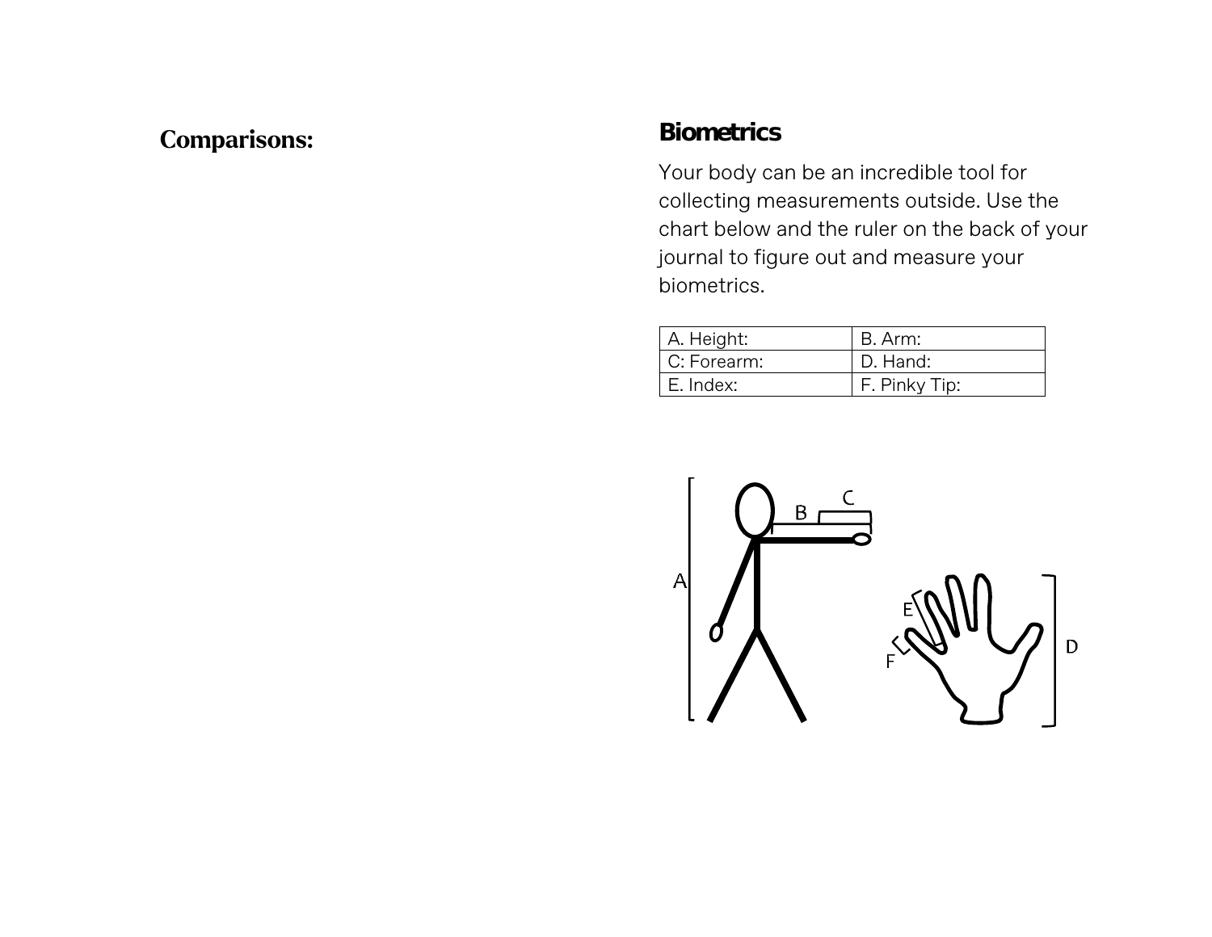## Comparisons:

## Biometrics

Your body can be an incredible tool for collecting measurements outside. Use the chart below and the ruler on the back of your journal to figure out and measure your biometrics.

| A. Height: | B. Arm: |
| --- | --- |
| C: Forearm: | D. Hand: |
| E. Index: | F. Pinky Tip: |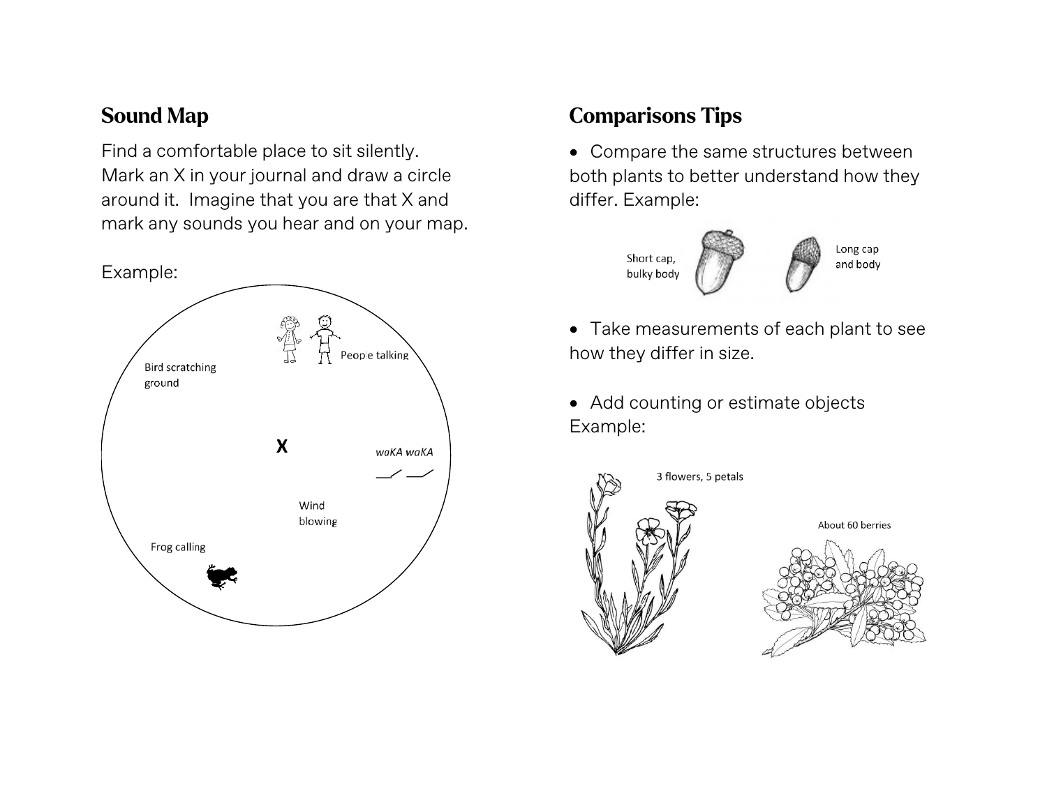## Sound Map

Find a comfortable place to sit silently. Mark an X in your journal and draw a circle around it. Imagine that you are that X and mark any sounds you hear and on your map.

Example:

People talking

Bird scratching ground

X

*waKA waKA*

Wind blowing

Frog calling

## Comparisons Tips

- Compare the same structures between both plants to better understand how they differ. Example:

Short cap, bulky body

Long cap and body

- Take measurements of each plant to see how they differ in size.

- Add counting or estimate objects

Example:

3 flowers, 5 petals

About 60 berries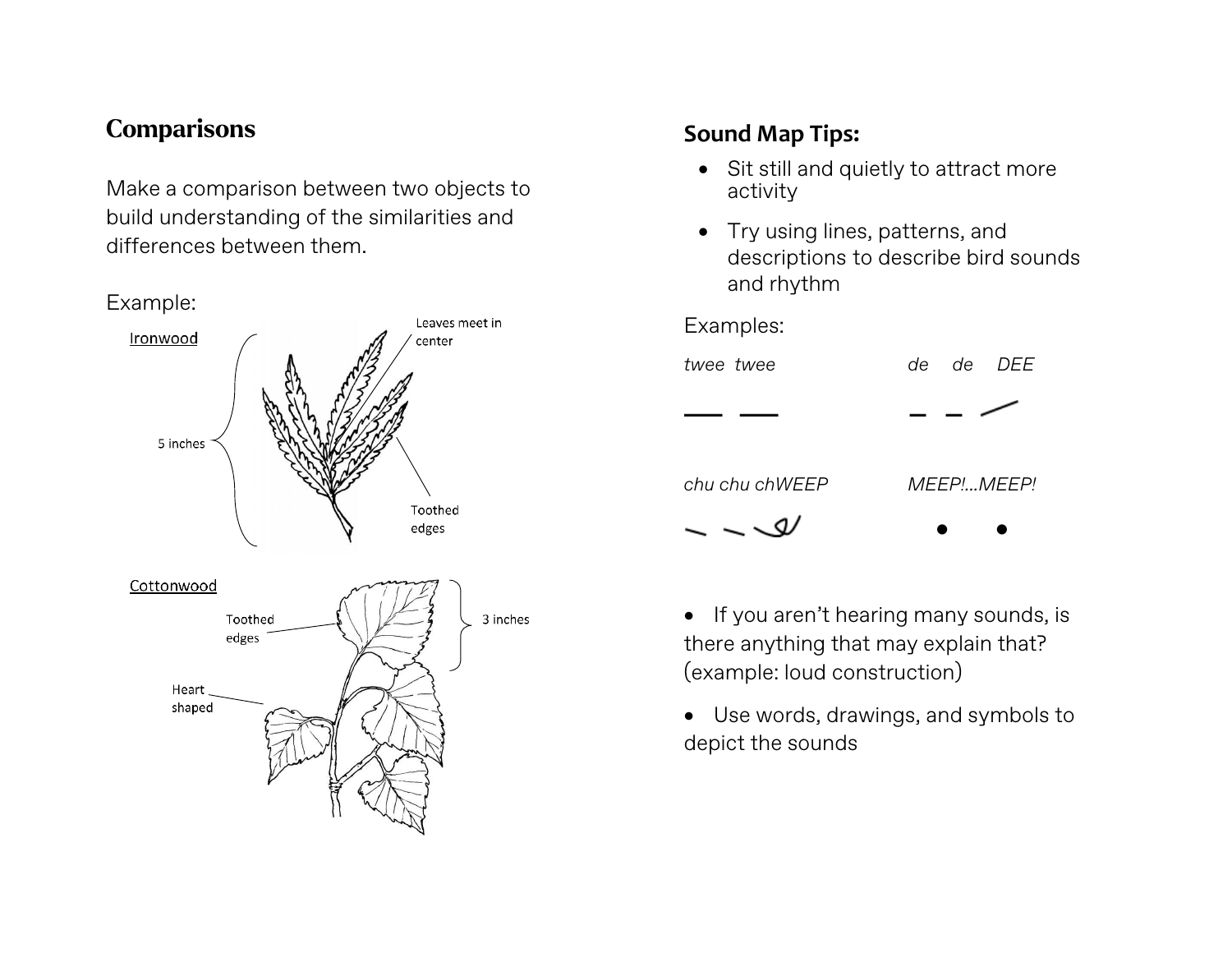## Comparisons

Make a comparison between two objects to build understanding of the similarities and differences between them.

Example:

Ironwood

Leaves meet in center

5 inches

Toothed edges

Cottonwood

Toothed edges

3 inches

Heart shaped

## Sound Map Tips:

- Sit still and quietly to attract more activity
- Try using lines, patterns, and descriptions to describe bird sounds and rhythm

Examples:

*twee twee*

*de de DEE*

*chu chu chWEEP*

*MEEP!...MEEP!*

- If you aren't hearing many sounds, is there anything that may explain that? (example: loud construction)
- Use words, drawings, and symbols to depict the sounds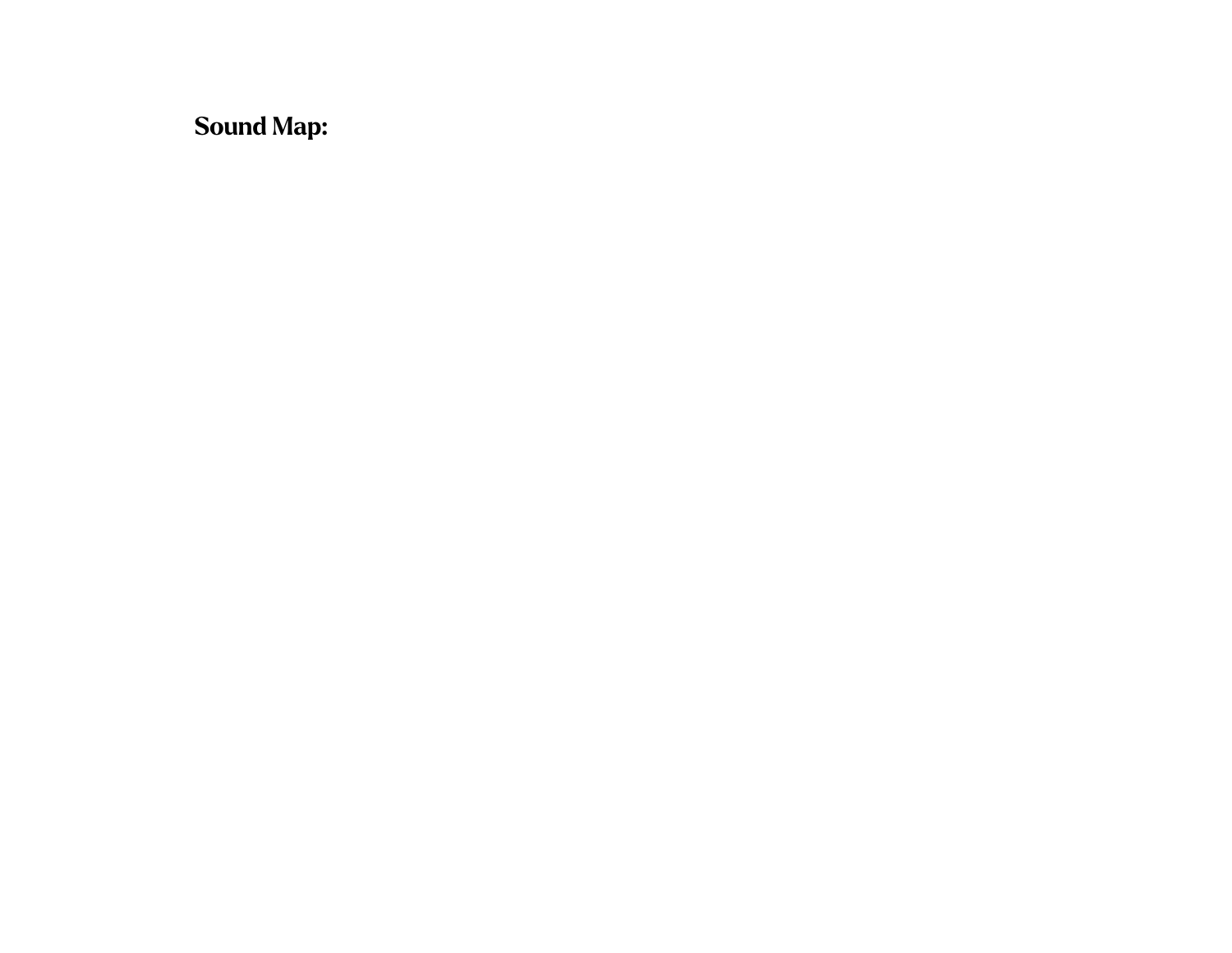**Sound Map:**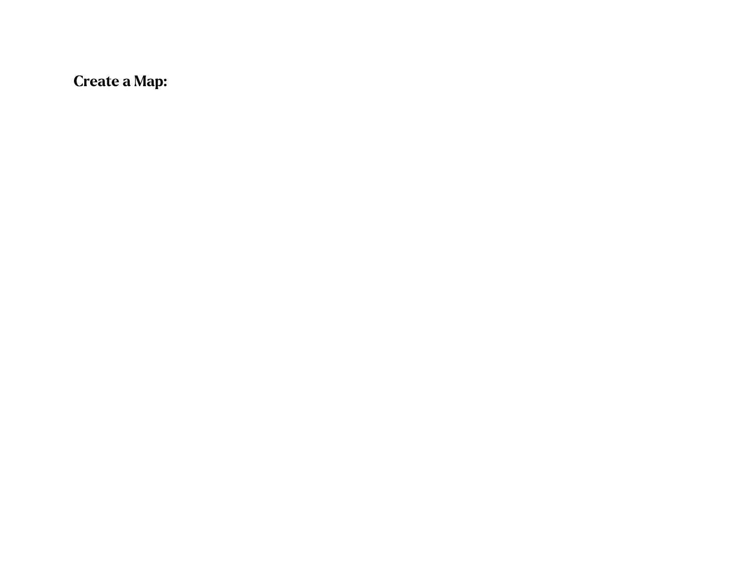**Create a Map:**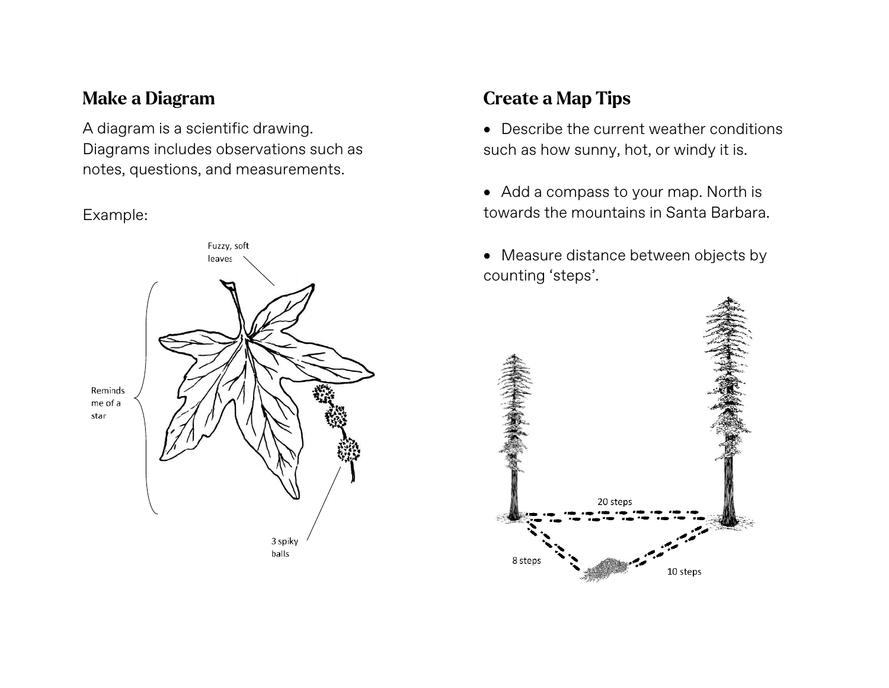## Make a Diagram

A diagram is a scientific drawing. Diagrams includes observations such as notes, questions, and measurements.

Example:

## Create a Map Tips

- Describe the current weather conditions such as how sunny, hot, or windy it is.
- Add a compass to your map. North is towards the mountains in Santa Barbara.
- Measure distance between objects by counting ‘steps’.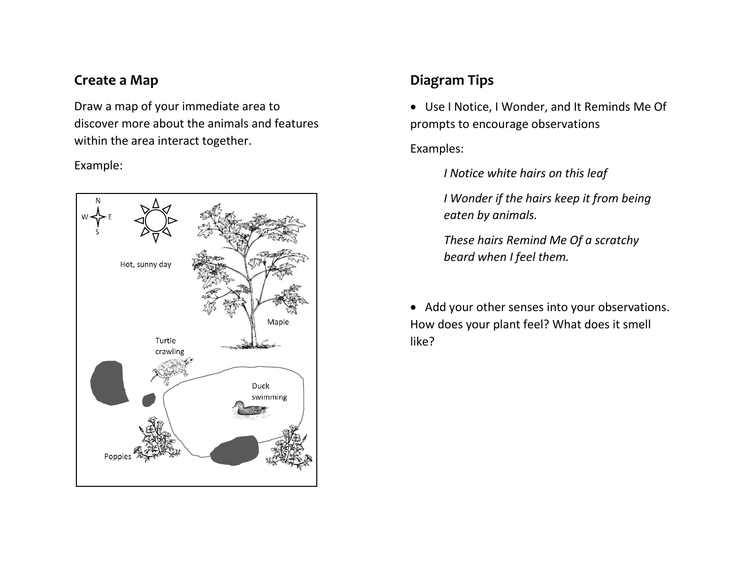## Create a Map

Draw a map of your immediate area to discover more about the animals and features within the area interact together.

Example:

N
W E
S

Hot, sunny day

Maple

Turtle crawling

Duck swimming

Poppies

## Diagram Tips

- Use I Notice, I Wonder, and It Reminds Me Of prompts to encourage observations

Examples:

*I Notice white hairs on this leaf*

*I Wonder if the hairs keep it from being eaten by animals.*

*These hairs Remind Me Of a scratchy beard when I feel them.*

- Add your other senses into your observations. How does your plant feel? What does it smell like?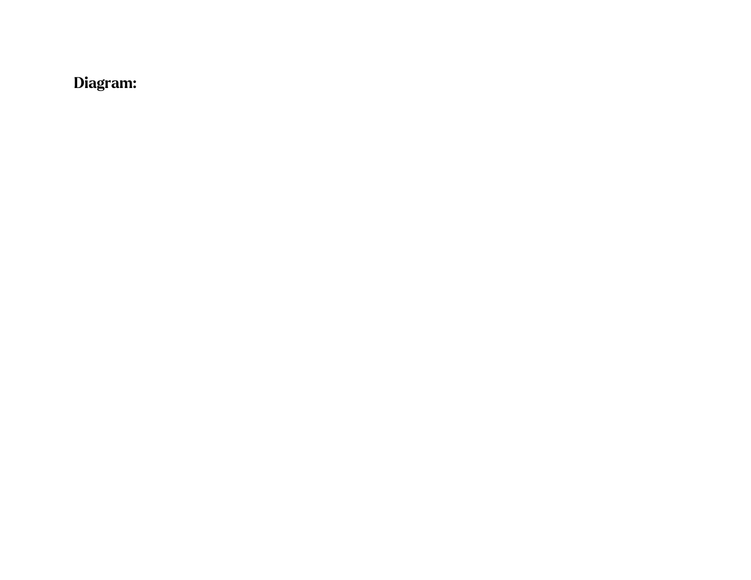**Diagram:**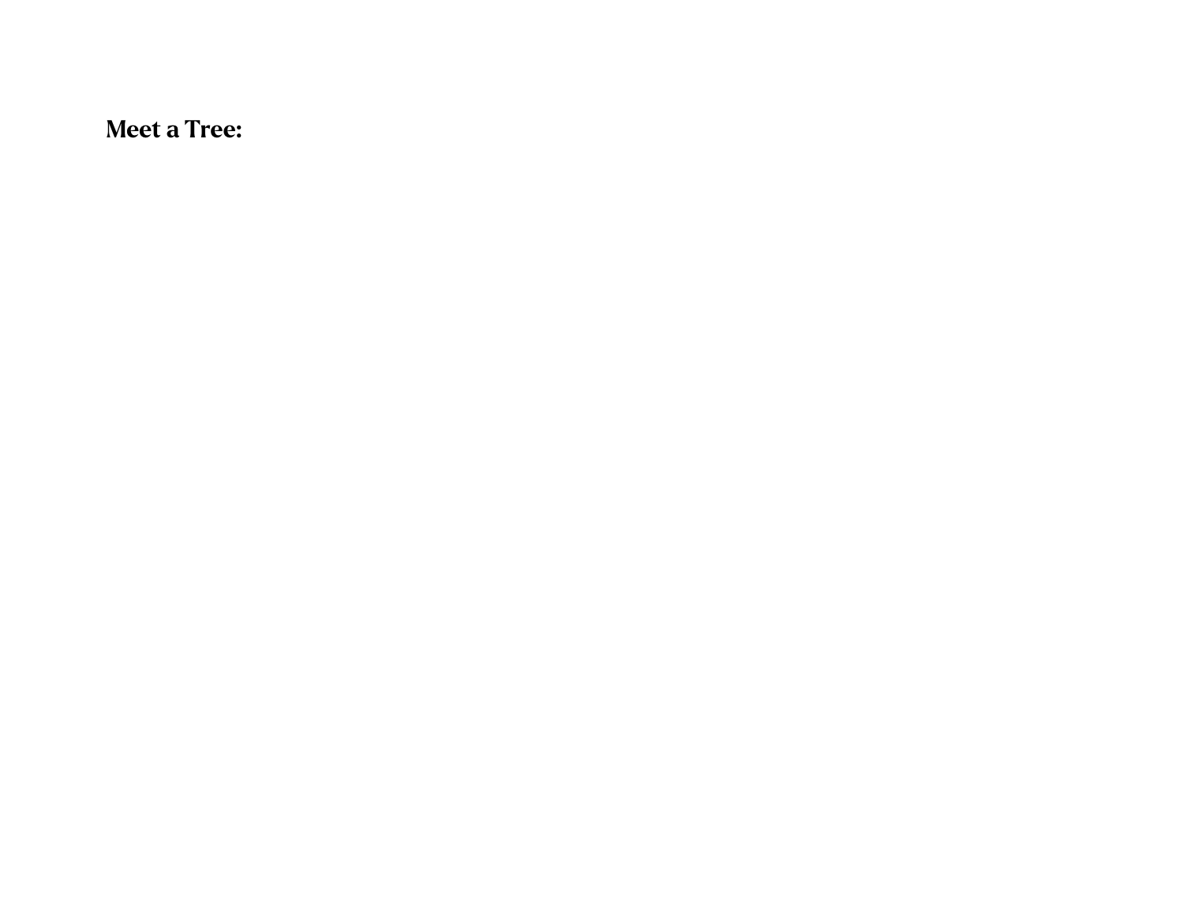**Meet a Tree:**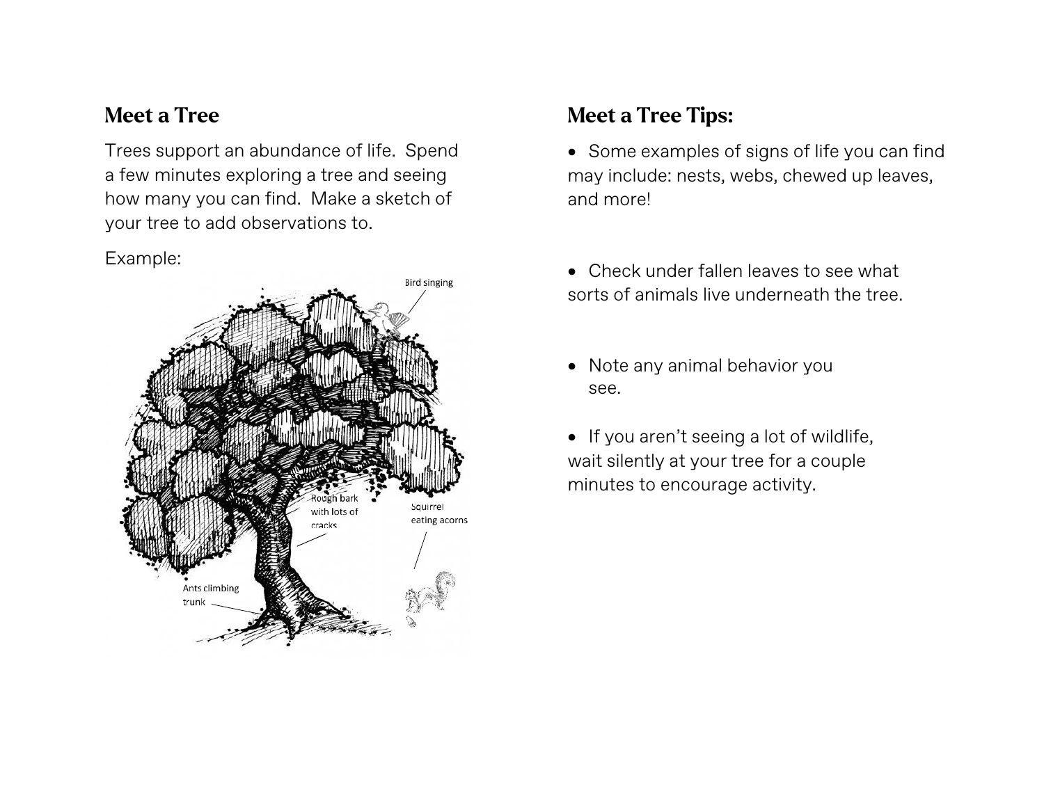## Meet a Tree

Trees support an abundance of life. Spend a few minutes exploring a tree and seeing how many you can find. Make a sketch of your tree to add observations to.

Example:

Bird singing

Rough bark with lots of cracks

Squirrel eating acorns

Ants climbing trunk

## Meet a Tree Tips:

- Some examples of signs of life you can find may include: nests, webs, chewed up leaves, and more!
- Check under fallen leaves to see what sorts of animals live underneath the tree.
- Note any animal behavior you see.
- If you aren't seeing a lot of wildlife, wait silently at your tree for a couple minutes to encourage activity.